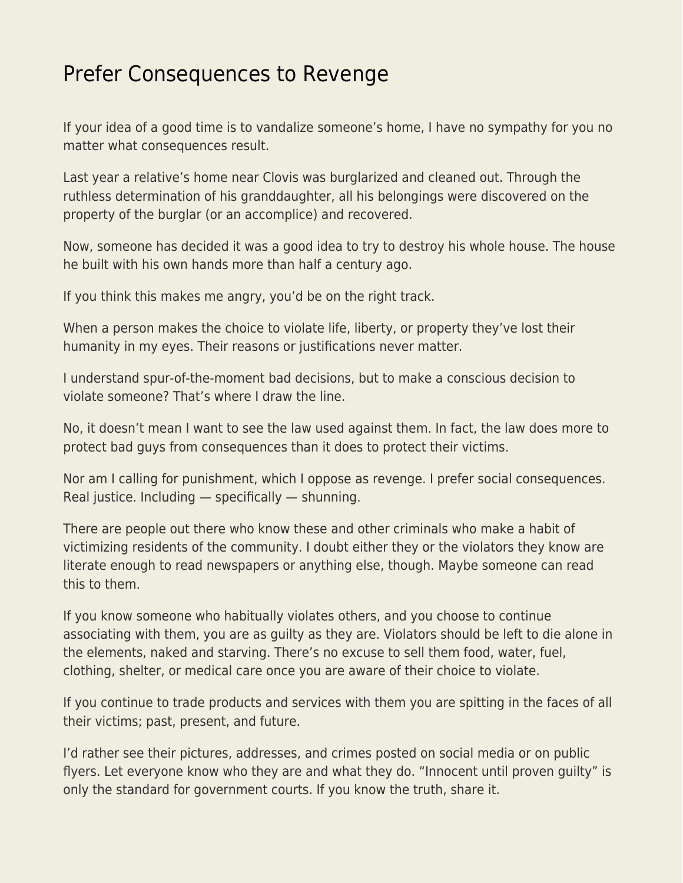# Prefer Consequences to Revenge

If your idea of a good time is to vandalize someone's home, I have no sympathy for you no matter what consequences result.

Last year a relative's home near Clovis was burglarized and cleaned out. Through the ruthless determination of his granddaughter, all his belongings were discovered on the property of the burglar (or an accomplice) and recovered.

Now, someone has decided it was a good idea to try to destroy his whole house. The house he built with his own hands more than half a century ago.

If you think this makes me angry, you'd be on the right track.

When a person makes the choice to violate life, liberty, or property they've lost their humanity in my eyes. Their reasons or justifications never matter.

I understand spur-of-the-moment bad decisions, but to make a conscious decision to violate someone? That's where I draw the line.

No, it doesn't mean I want to see the law used against them. In fact, the law does more to protect bad guys from consequences than it does to protect their victims.

Nor am I calling for punishment, which I oppose as revenge. I prefer social consequences. Real justice. Including — specifically — shunning.

There are people out there who know these and other criminals who make a habit of victimizing residents of the community. I doubt either they or the violators they know are literate enough to read newspapers or anything else, though. Maybe someone can read this to them.

If you know someone who habitually violates others, and you choose to continue associating with them, you are as guilty as they are. Violators should be left to die alone in the elements, naked and starving. There's no excuse to sell them food, water, fuel, clothing, shelter, or medical care once you are aware of their choice to violate.

If you continue to trade products and services with them you are spitting in the faces of all their victims; past, present, and future.

I'd rather see their pictures, addresses, and crimes posted on social media or on public flyers. Let everyone know who they are and what they do. "Innocent until proven guilty" is only the standard for government courts. If you know the truth, share it.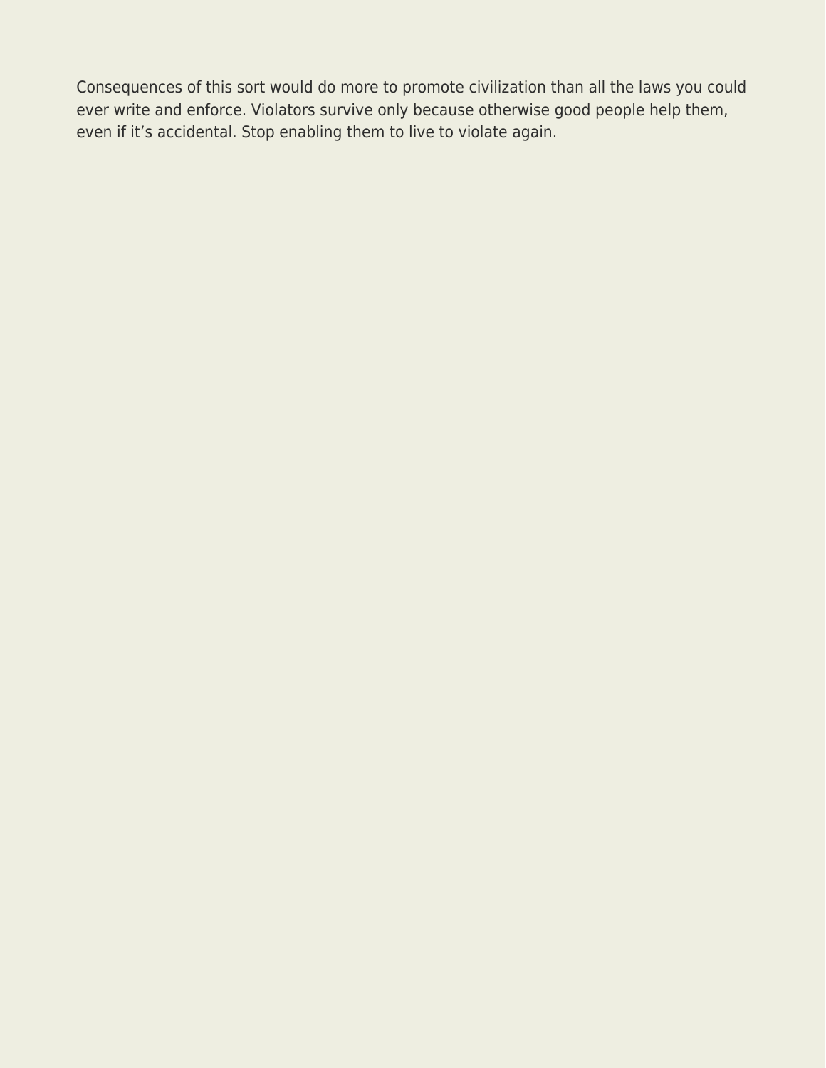Consequences of this sort would do more to promote civilization than all the laws you could ever write and enforce. Violators survive only because otherwise good people help them, even if it's accidental. Stop enabling them to live to violate again.